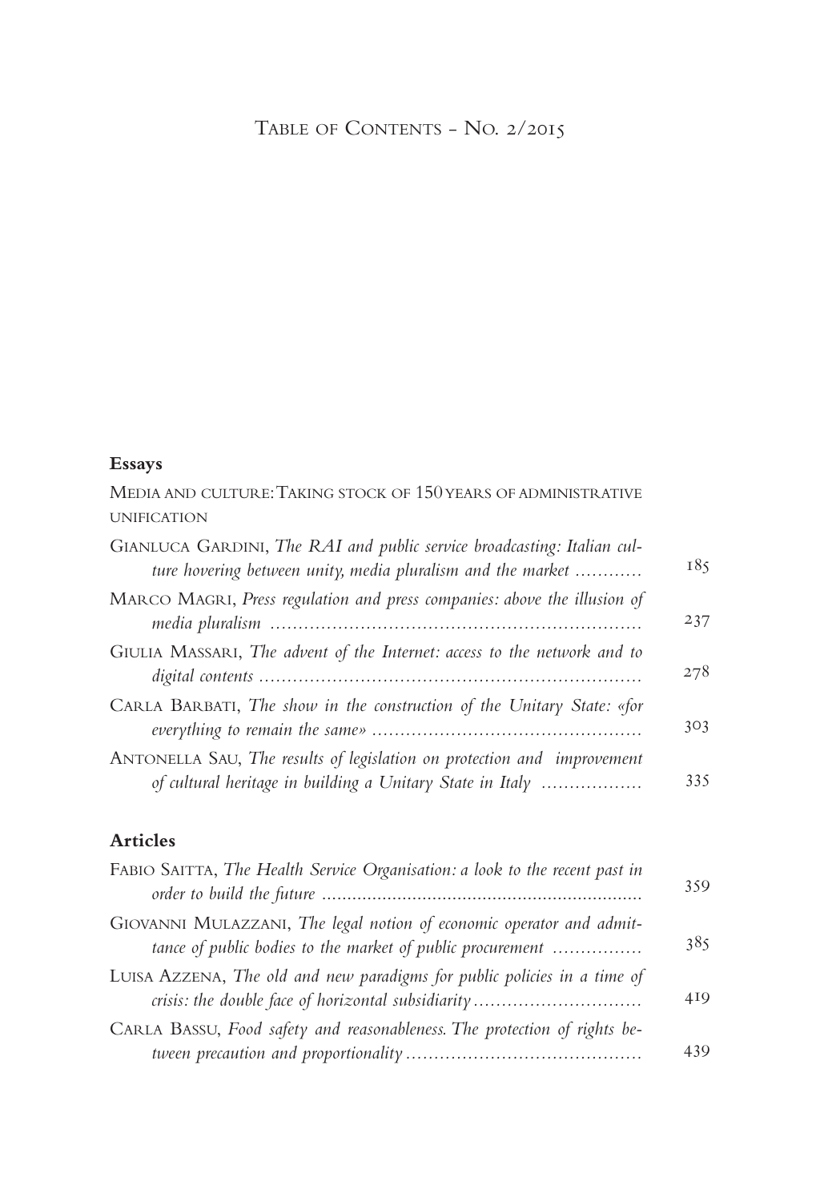# Table of Contents - No. 2/2015

## Essays

### Media and culture: Taking stock of 150 years of administrative unification

Gianluca Gardini, *The RAI and public service broadcasting: Italian culture hovering between unity, media pluralism and the market* ............ 185

Marco Magri, *Press regulation and press companies: above the illusion of media pluralism* ............ 237

Giulia Massari, *The advent of the Internet: access to the network and to digital contents* ............ 278

Carla Barbati, *The show in the construction of the Unitary State: «for everything to remain the same»* ............ 303

Antonella Sau, *The results of legislation on protection and improvement of cultural heritage in building a Unitary State in Italy* ............ 335

## Articles

Fabio Saitta, *The Health Service Organisation: a look to the recent past in order to build the future* ............ 359

Giovanni Mulazzani, *The legal notion of economic operator and admittance of public bodies to the market of public procurement* ............ 385

Luisa Azzena, *The old and new paradigms for public policies in a time of crisis: the double face of horizontal subsidiarity* ............ 419

Carla Bassu, *Food safety and reasonableness. The protection of rights between precaution and proportionality* ............ 439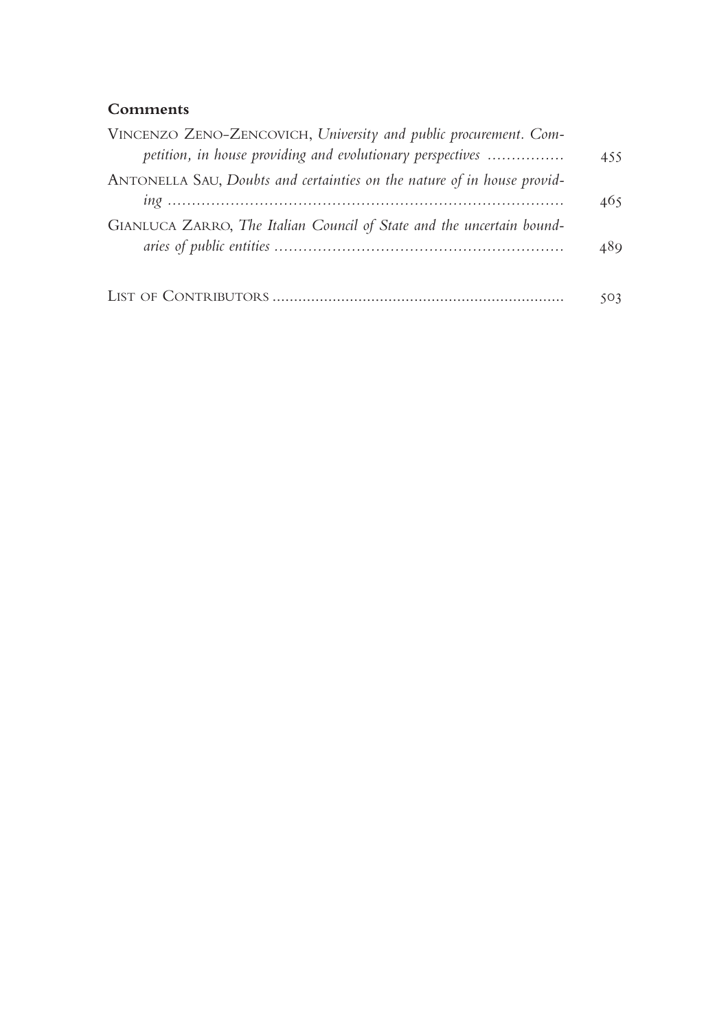**Comments**

VINCENZO ZENO-ZENCOVICH, *University and public procurement. Competition, in house providing and evolutionary perspectives* ............... 455

ANTONELLA SAU, *Doubts and certainties on the nature of in house providing* ............... 465

GIANLUCA ZARRO, *The Italian Council of State and the uncertain boundaries of public entities* ............... 489

LIST OF CONTRIBUTORS ............... 503